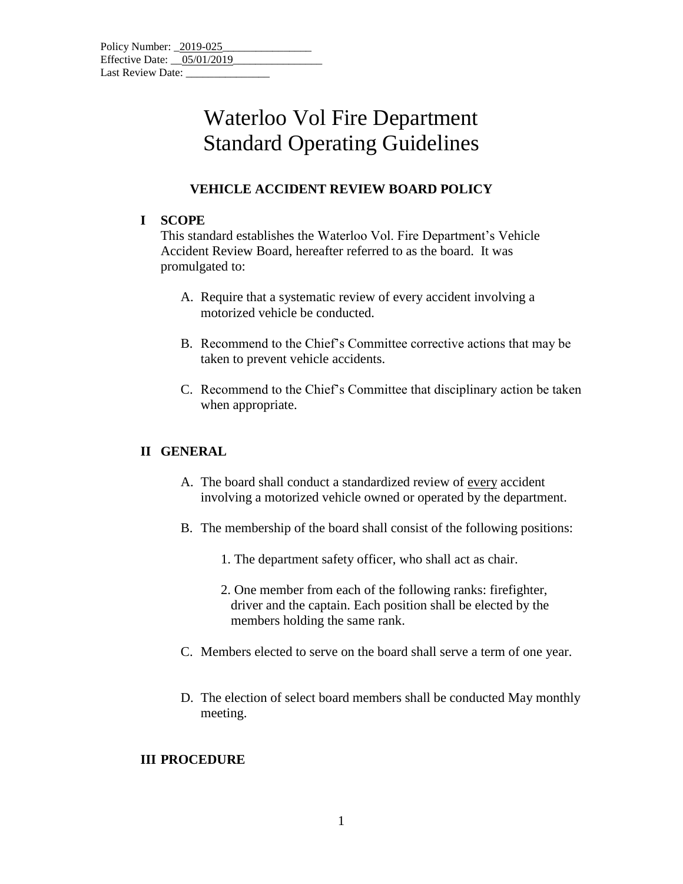Policy Number: _2019-025________________
Effective Date: __05/01/2019________________
Last Review Date: _______________

# Waterloo Vol Fire Department
# Standard Operating Guidelines

## VEHICLE ACCIDENT REVIEW BOARD POLICY

### I SCOPE

This standard establishes the Waterloo Vol. Fire Department's Vehicle Accident Review Board, hereafter referred to as the board. It was promulgated to:

A. Require that a systematic review of every accident involving a motorized vehicle be conducted.

B. Recommend to the Chief's Committee corrective actions that may be taken to prevent vehicle accidents.

C. Recommend to the Chief's Committee that disciplinary action be taken when appropriate.

### II GENERAL

A. The board shall conduct a standardized review of <u>every</u> accident involving a motorized vehicle owned or operated by the department.

B. The membership of the board shall consist of the following positions:

1. The department safety officer, who shall act as chair.

2. One member from each of the following ranks: firefighter, driver and the captain. Each position shall be elected by the members holding the same rank.

C. Members elected to serve on the board shall serve a term of one year.

D. The election of select board members shall be conducted May monthly meeting.

### III PROCEDURE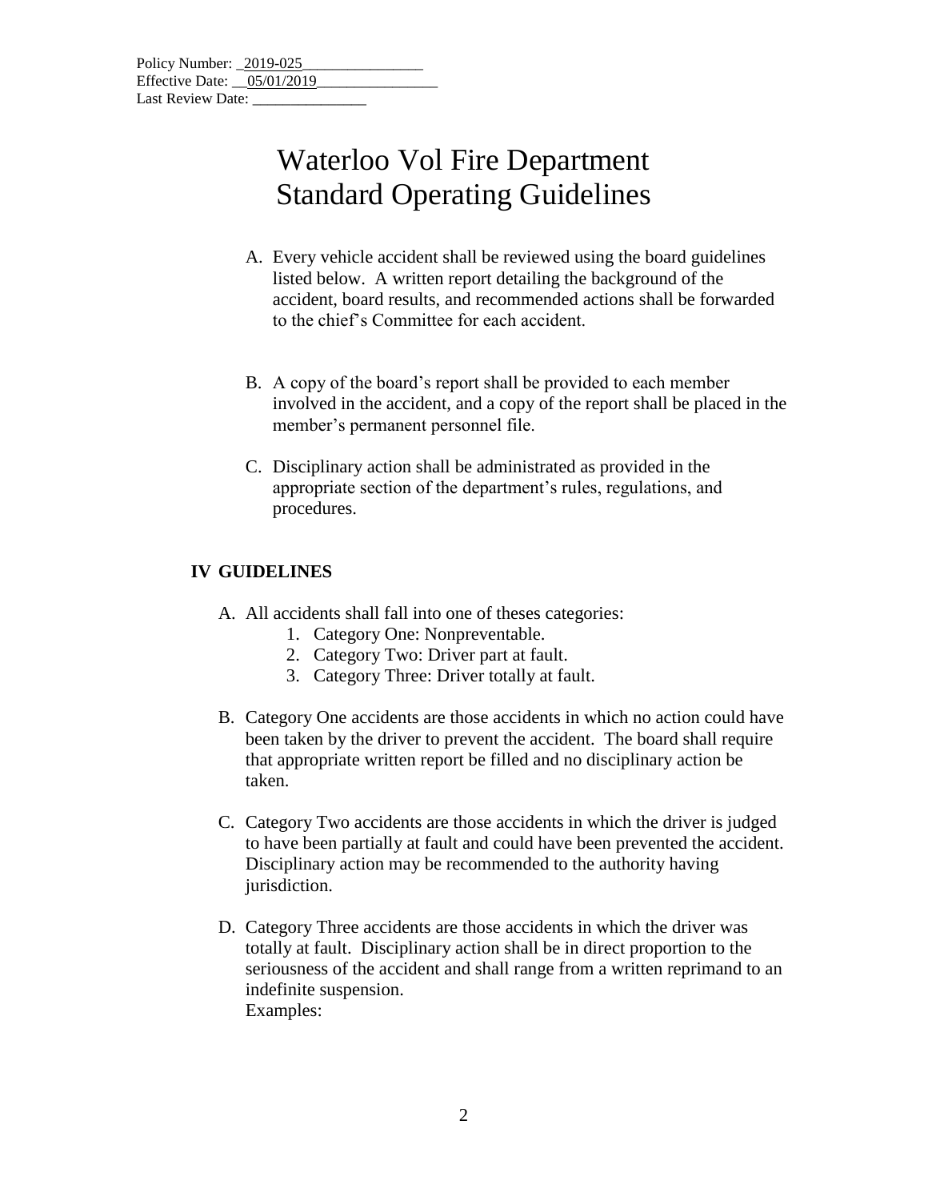Policy Number: _2019-025________________
Effective Date: __05/01/2019________________
Last Review Date: _______________

# Waterloo Vol Fire Department
# Standard Operating Guidelines

A. Every vehicle accident shall be reviewed using the board guidelines listed below. A written report detailing the background of the accident, board results, and recommended actions shall be forwarded to the chief's Committee for each accident.

B. A copy of the board's report shall be provided to each member involved in the accident, and a copy of the report shall be placed in the member's permanent personnel file.

C. Disciplinary action shall be administrated as provided in the appropriate section of the department's rules, regulations, and procedures.

## IV GUIDELINES

A. All accidents shall fall into one of theses categories:
   1. Category One: Nonpreventable.
   2. Category Two: Driver part at fault.
   3. Category Three: Driver totally at fault.

B. Category One accidents are those accidents in which no action could have been taken by the driver to prevent the accident. The board shall require that appropriate written report be filled and no disciplinary action be taken.

C. Category Two accidents are those accidents in which the driver is judged to have been partially at fault and could have been prevented the accident. Disciplinary action may be recommended to the authority having jurisdiction.

D. Category Three accidents are those accidents in which the driver was totally at fault. Disciplinary action shall be in direct proportion to the seriousness of the accident and shall range from a written reprimand to an indefinite suspension.
   Examples: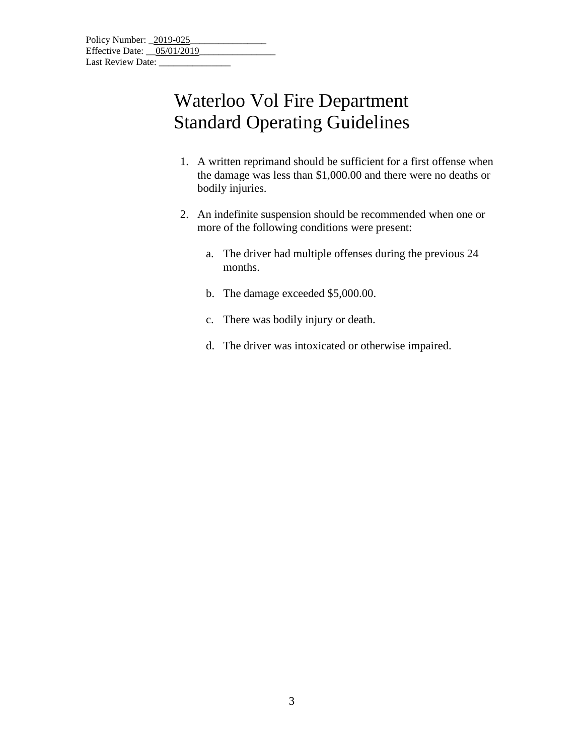Policy Number: 2019-025
Effective Date: 05/01/2019
Last Review Date: _______________

# Waterloo Vol Fire Department Standard Operating Guidelines

1. A written reprimand should be sufficient for a first offense when the damage was less than $1,000.00 and there were no deaths or bodily injuries.

2. An indefinite suspension should be recommended when one or more of the following conditions were present:

   a. The driver had multiple offenses during the previous 24 months.

   b. The damage exceeded $5,000.00.

   c. There was bodily injury or death.

   d. The driver was intoxicated or otherwise impaired.